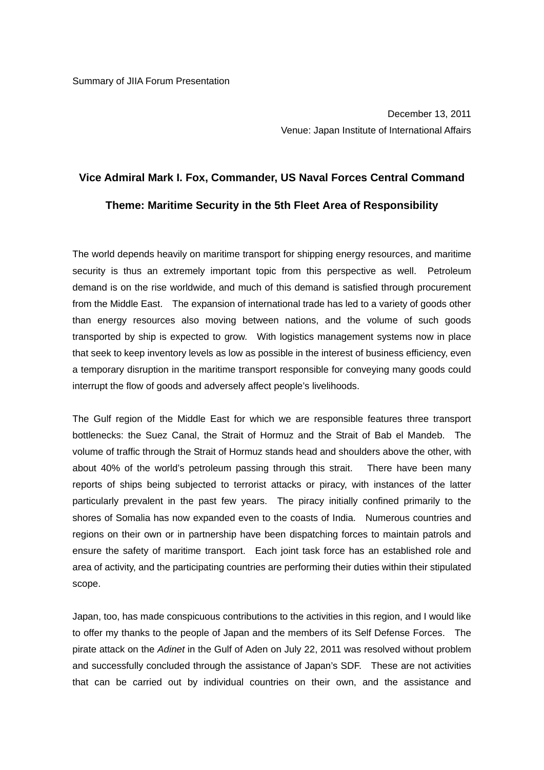Summary of JIIA Forum Presentation

December 13, 2011

Venue: Japan Institute of International Affairs

## Vice Admiral Mark I. Fox, Commander, US Naval Forces Central Command

## Theme: Maritime Security in the 5th Fleet Area of Responsibility

The world depends heavily on maritime transport for shipping energy resources, and maritime security is thus an extremely important topic from this perspective as well. Petroleum demand is on the rise worldwide, and much of this demand is satisfied through procurement from the Middle East. The expansion of international trade has led to a variety of goods other than energy resources also moving between nations, and the volume of such goods transported by ship is expected to grow. With logistics management systems now in place that seek to keep inventory levels as low as possible in the interest of business efficiency, even a temporary disruption in the maritime transport responsible for conveying many goods could interrupt the flow of goods and adversely affect people's livelihoods.

The Gulf region of the Middle East for which we are responsible features three transport bottlenecks: the Suez Canal, the Strait of Hormuz and the Strait of Bab el Mandeb. The volume of traffic through the Strait of Hormuz stands head and shoulders above the other, with about 40% of the world's petroleum passing through this strait. There have been many reports of ships being subjected to terrorist attacks or piracy, with instances of the latter particularly prevalent in the past few years. The piracy initially confined primarily to the shores of Somalia has now expanded even to the coasts of India. Numerous countries and regions on their own or in partnership have been dispatching forces to maintain patrols and ensure the safety of maritime transport. Each joint task force has an established role and area of activity, and the participating countries are performing their duties within their stipulated scope.

Japan, too, has made conspicuous contributions to the activities in this region, and I would like to offer my thanks to the people of Japan and the members of its Self Defense Forces. The pirate attack on the *Adinet* in the Gulf of Aden on July 22, 2011 was resolved without problem and successfully concluded through the assistance of Japan's SDF. These are not activities that can be carried out by individual countries on their own, and the assistance and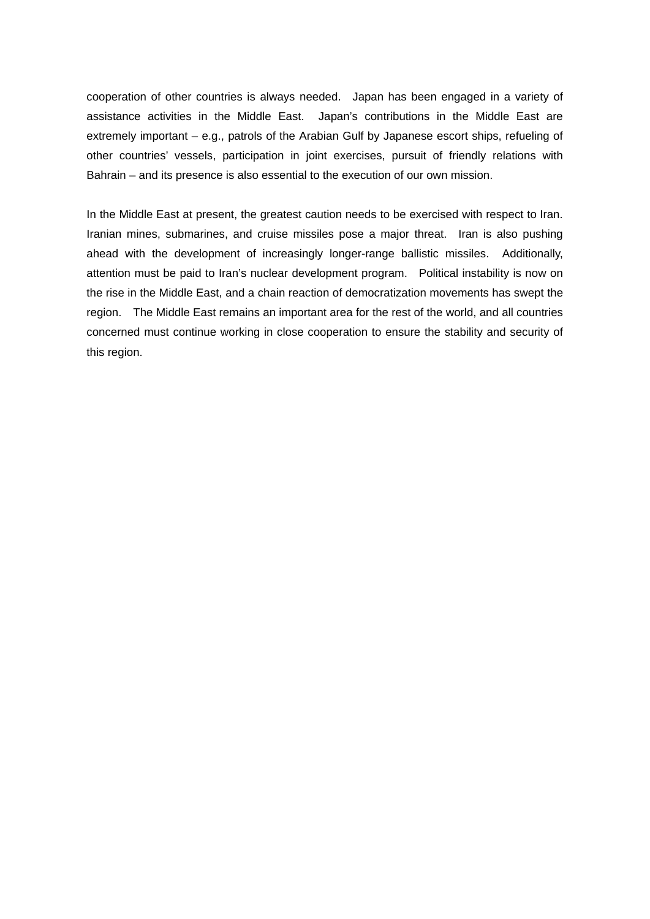cooperation of other countries is always needed. Japan has been engaged in a variety of assistance activities in the Middle East. Japan's contributions in the Middle East are extremely important – e.g., patrols of the Arabian Gulf by Japanese escort ships, refueling of other countries' vessels, participation in joint exercises, pursuit of friendly relations with Bahrain – and its presence is also essential to the execution of our own mission.

In the Middle East at present, the greatest caution needs to be exercised with respect to Iran. Iranian mines, submarines, and cruise missiles pose a major threat. Iran is also pushing ahead with the development of increasingly longer-range ballistic missiles. Additionally, attention must be paid to Iran's nuclear development program. Political instability is now on the rise in the Middle East, and a chain reaction of democratization movements has swept the region. The Middle East remains an important area for the rest of the world, and all countries concerned must continue working in close cooperation to ensure the stability and security of this region.